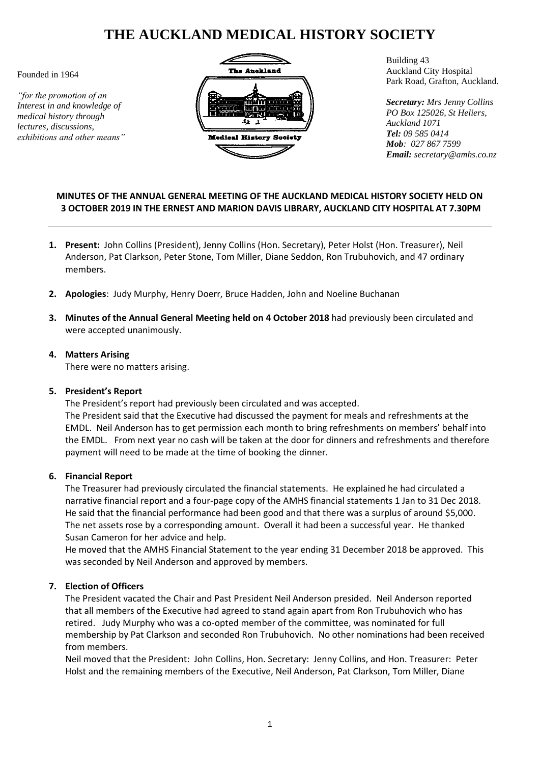# THE AUCKLAND MEDICAL HISTORY SOCIETY

Founded in 1964

*"for the promotion of an Interest in and knowledge of medical history through lectures, discussions, exhibitions and other means"*

Building 43
Auckland City Hospital
Park Road, Grafton, Auckland.

***Secretary:*** *Mrs Jenny Collins*
*PO Box 125026, St Heliers, Auckland 1071*
***Tel:*** *09 585 0414*
***Mob****: 027 867 7599*
***Email:*** *secretary@amhs.co.nz*

**MINUTES OF THE ANNUAL GENERAL MEETING OF THE AUCKLAND MEDICAL HISTORY SOCIETY HELD ON 3 OCTOBER 2019 IN THE ERNEST AND MARION DAVIS LIBRARY, AUCKLAND CITY HOSPITAL AT 7.30PM**

---

1. **Present:** John Collins (President), Jenny Collins (Hon. Secretary), Peter Holst (Hon. Treasurer), Neil Anderson, Pat Clarkson, Peter Stone, Tom Miller, Diane Seddon, Ron Trubuhovich, and 47 ordinary members.

2. **Apologies**: Judy Murphy, Henry Doerr, Bruce Hadden, John and Noeline Buchanan

3. **Minutes of the Annual General Meeting held on 4 October 2018** had previously been circulated and were accepted unanimously.

4. **Matters Arising**
   There were no matters arising.

5. **President's Report**
   The President's report had previously been circulated and was accepted.
   The President said that the Executive had discussed the payment for meals and refreshments at the EMDL. Neil Anderson has to get permission each month to bring refreshments on members' behalf into the EMDL. From next year no cash will be taken at the door for dinners and refreshments and therefore payment will need to be made at the time of booking the dinner.

6. **Financial Report**
   The Treasurer had previously circulated the financial statements. He explained he had circulated a narrative financial report and a four-page copy of the AMHS financial statements 1 Jan to 31 Dec 2018. He said that the financial performance had been good and that there was a surplus of around $5,000. The net assets rose by a corresponding amount. Overall it had been a successful year. He thanked Susan Cameron for her advice and help.
   He moved that the AMHS Financial Statement to the year ending 31 December 2018 be approved. This was seconded by Neil Anderson and approved by members.

7. **Election of Officers**
   The President vacated the Chair and Past President Neil Anderson presided. Neil Anderson reported that all members of the Executive had agreed to stand again apart from Ron Trubuhovich who has retired. Judy Murphy who was a co-opted member of the committee, was nominated for full membership by Pat Clarkson and seconded Ron Trubuhovich. No other nominations had been received from members.
   Neil moved that the President: John Collins, Hon. Secretary: Jenny Collins, and Hon. Treasurer: Peter Holst and the remaining members of the Executive, Neil Anderson, Pat Clarkson, Tom Miller, Diane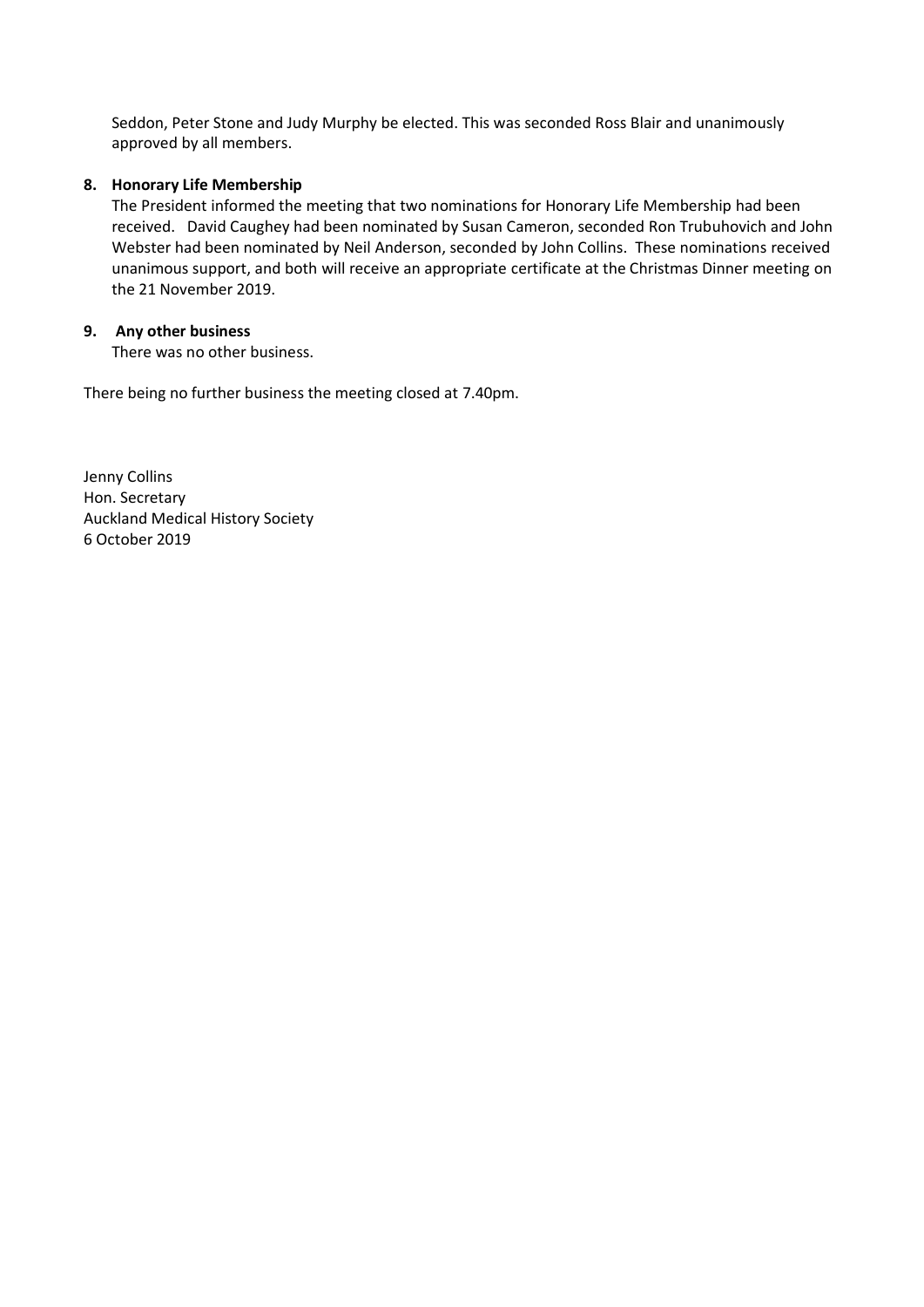Seddon, Peter Stone and Judy Murphy be elected. This was seconded Ross Blair and unanimously approved by all members.

**8. Honorary Life Membership**

The President informed the meeting that two nominations for Honorary Life Membership had been received. David Caughey had been nominated by Susan Cameron, seconded Ron Trubuhovich and John Webster had been nominated by Neil Anderson, seconded by John Collins. These nominations received unanimous support, and both will receive an appropriate certificate at the Christmas Dinner meeting on the 21 November 2019.

**9. Any other business**

There was no other business.

There being no further business the meeting closed at 7.40pm.

Jenny Collins
Hon. Secretary
Auckland Medical History Society
6 October 2019